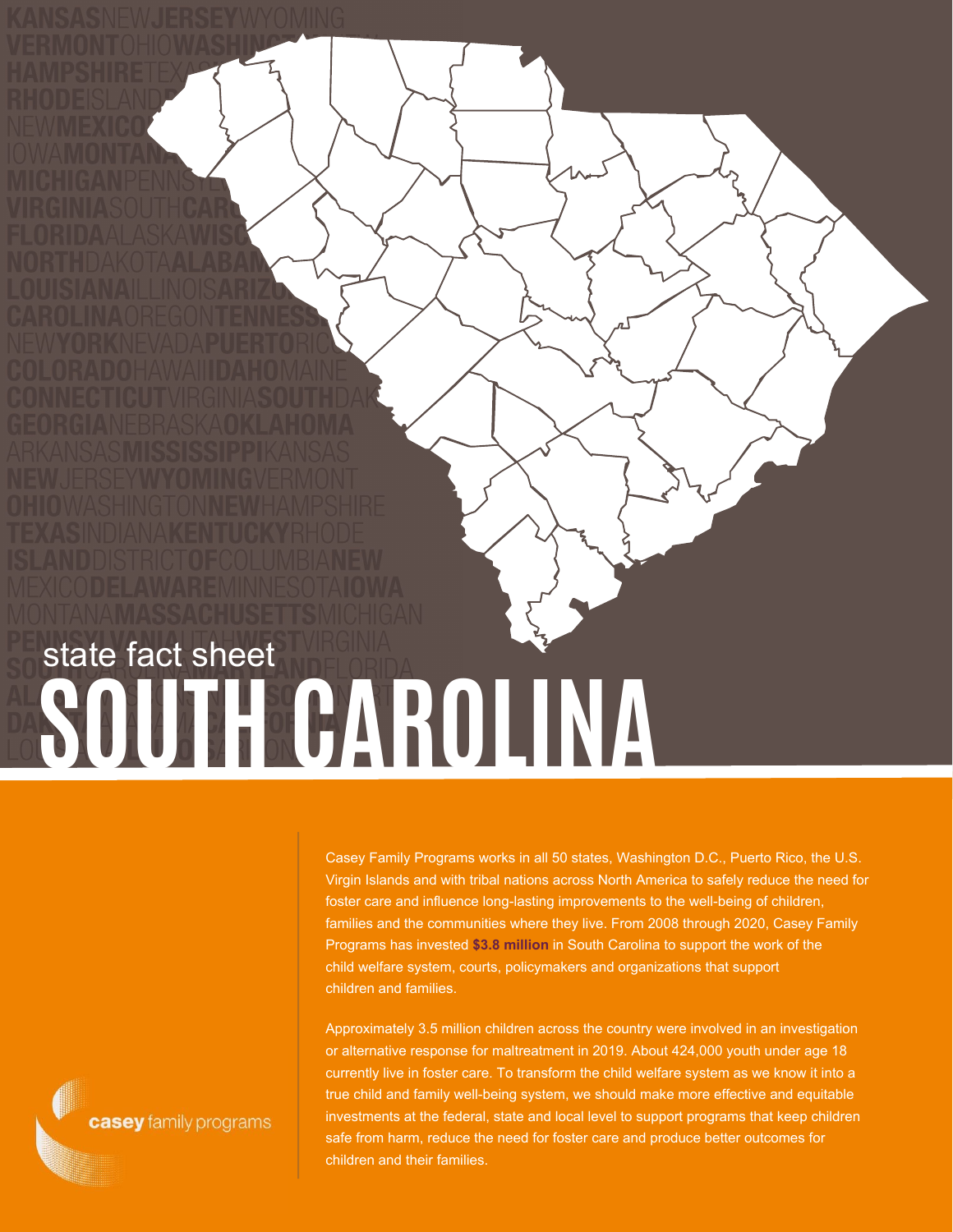state fact sheet

# SOUTH CAROLINA

Casey Family Programs works in all 50 states, Washington D.C., Puerto Rico, the U.S. Virgin Islands and with tribal nations across North America to safely reduce the need for foster care and influence long-lasting improvements to the well-being of children, families and the communities where they live. From 2008 through 2020, Casey Family Programs has invested **$3.8 million** in South Carolina to support the work of the child welfare system, courts, policymakers and organizations that support children and families.

Approximately 3.5 million children across the country were involved in an investigation or alternative response for maltreatment in 2019. About 424,000 youth under age 18 currently live in foster care. To transform the child welfare system as we know it into a true child and family well-being system, we should make more effective and equitable investments at the federal, state and local level to support programs that keep children safe from harm, reduce the need for foster care and produce better outcomes for children and their families.

casey family programs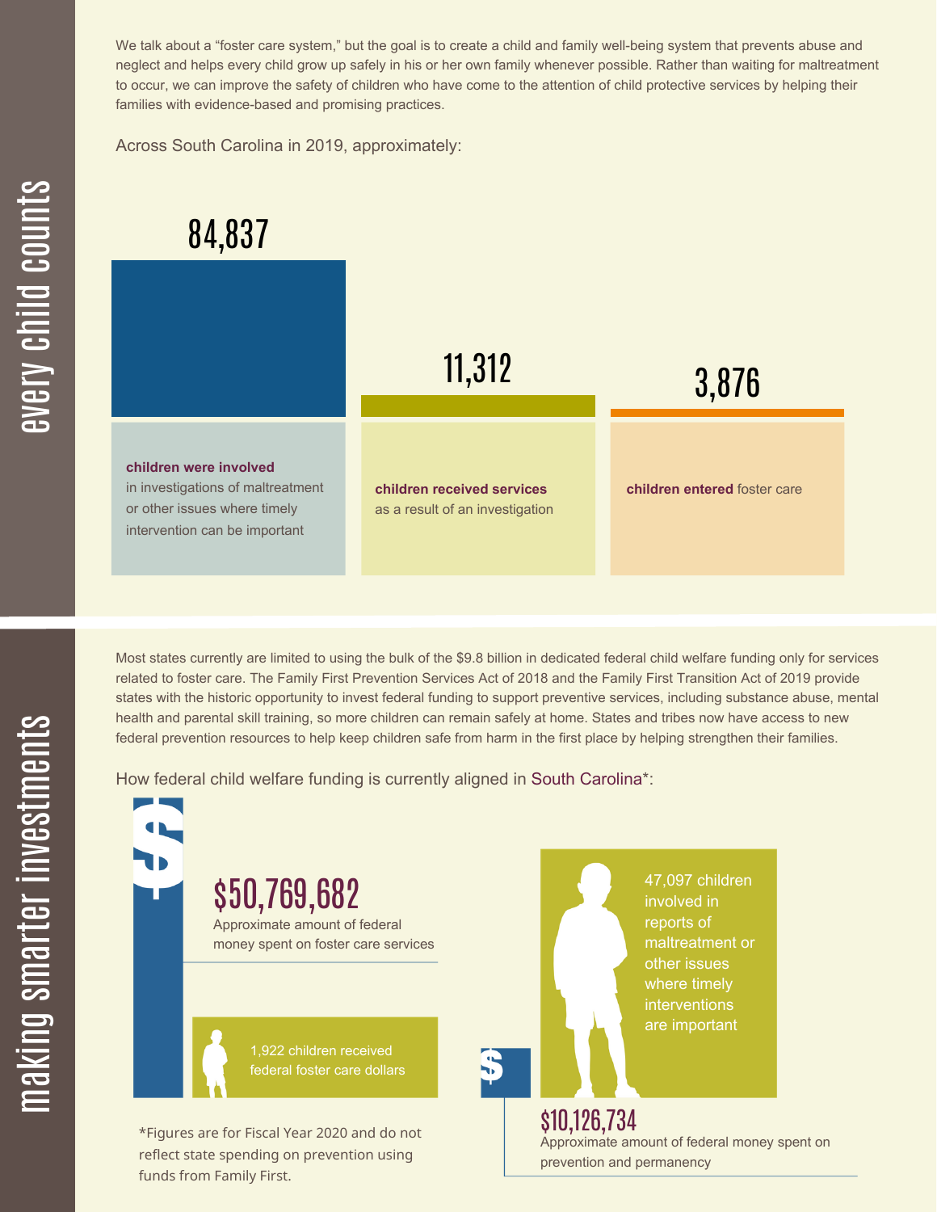## every child counts

We talk about a "foster care system," but the goal is to create a child and family well-being system that prevents abuse and neglect and helps every child grow up safely in his or her own family whenever possible. Rather than waiting for maltreatment to occur, we can improve the safety of children who have come to the attention of child protective services by helping their families with evidence-based and promising practices.

Across South Carolina in 2019, approximately:

**84,837**

**children were involved** in investigations of maltreatment or other issues where timely intervention can be important

**11,312**

**children received services** as a result of an investigation

**3,876**

**children entered** foster care

## making smarter investments

Most states currently are limited to using the bulk of the $9.8 billion in dedicated federal child welfare funding only for services related to foster care. The Family First Prevention Services Act of 2018 and the Family First Transition Act of 2019 provide states with the historic opportunity to invest federal funding to support preventive services, including substance abuse, mental health and parental skill training, so more children can remain safely at home. States and tribes now have access to new federal prevention resources to help keep children safe from harm in the first place by helping strengthen their families.

How federal child welfare funding is currently aligned in South Carolina*:

**$50,769,682**

Approximate amount of federal money spent on foster care services

1,922 children received federal foster care dollars

47,097 children involved in reports of maltreatment or other issues where timely interventions are important

**$10,126,734**

Approximate amount of federal money spent on prevention and permanency

*Figures are for Fiscal Year 2020 and do not reflect state spending on prevention using funds from Family First.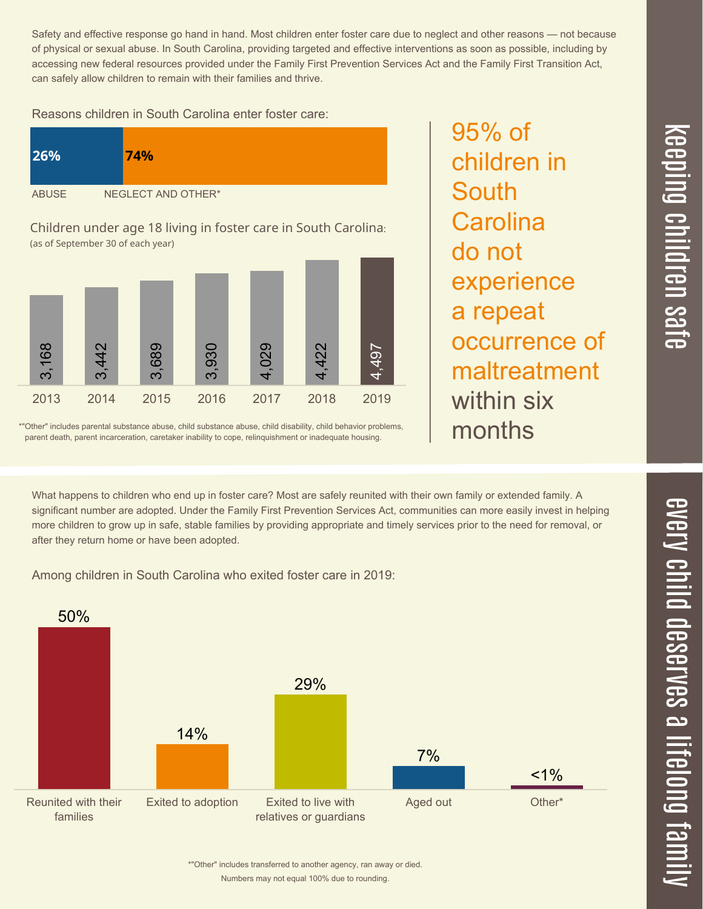# keeping children safe

Safety and effective response go hand in hand. Most children enter foster care due to neglect and other reasons — not because of physical or sexual abuse. In South Carolina, providing targeted and effective interventions as soon as possible, including by accessing new federal resources provided under the Family First Prevention Services Act and the Family First Transition Act, can safely allow children to remain with their families and thrive.

Reasons children in South Carolina enter foster care:

| ABUSE | NEGLECT AND OTHER* |
| --- | --- |
| 26% | 74% |

Children under age 18 living in foster care in South Carolina:
(as of September 30 of each year)

| 2013 | 2014 | 2015 | 2016 | 2017 | 2018 | 2019 |
| --- | --- | --- | --- | --- | --- | --- |
| 3,168 | 3,442 | 3,689 | 3,930 | 4,029 | 4,422 | 4,497 |

*"Other" includes parental substance abuse, child substance abuse, child disability, child behavior problems, parent death, parent incarceration, caretaker inability to cope, relinquishment or inadequate housing.

95% of children in South Carolina do not experience a repeat occurrence of maltreatment within six months

# every child deserves a lifelong family

What happens to children who end up in foster care? Most are safely reunited with their own family or extended family. A significant number are adopted. Under the Family First Prevention Services Act, communities can more easily invest in helping more children to grow up in safe, stable families by providing appropriate and timely services prior to the need for removal, or after they return home or have been adopted.

Among children in South Carolina who exited foster care in 2019:

| Reunited with their families | Exited to adoption | Exited to live with relatives or guardians | Aged out | Other* |
| --- | --- | --- | --- | --- |
| 50% | 14% | 29% | 7% | <1% |

*"Other" includes transferred to another agency, ran away or died.
Numbers may not equal 100% due to rounding.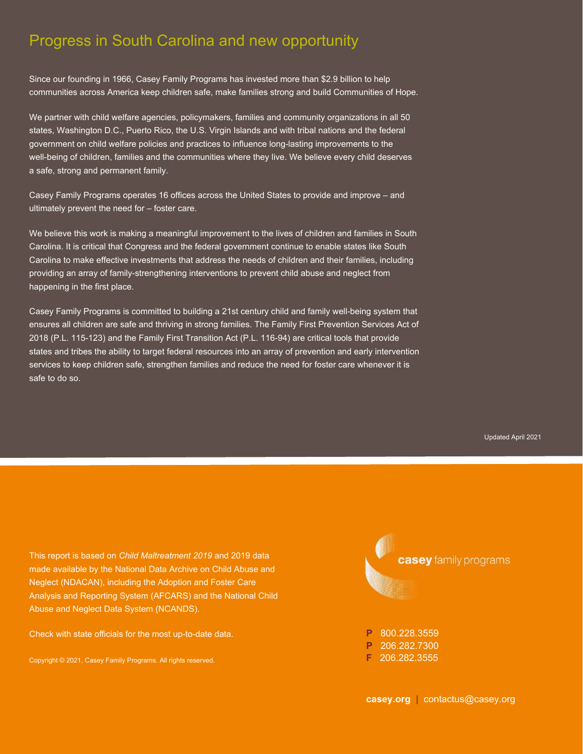# Progress in South Carolina and new opportunity

Since our founding in 1966, Casey Family Programs has invested more than $2.9 billion to help communities across America keep children safe, make families strong and build Communities of Hope.

We partner with child welfare agencies, policymakers, families and community organizations in all 50 states, Washington D.C., Puerto Rico, the U.S. Virgin Islands and with tribal nations and the federal government on child welfare policies and practices to influence long-lasting improvements to the well-being of children, families and the communities where they live. We believe every child deserves a safe, strong and permanent family.

Casey Family Programs operates 16 offices across the United States to provide and improve – and ultimately prevent the need for – foster care.

We believe this work is making a meaningful improvement to the lives of children and families in South Carolina. It is critical that Congress and the federal government continue to enable states like South Carolina to make effective investments that address the needs of children and their families, including providing an array of family-strengthening interventions to prevent child abuse and neglect from happening in the first place.

Casey Family Programs is committed to building a 21st century child and family well-being system that ensures all children are safe and thriving in strong families. The Family First Prevention Services Act of 2018 (P.L. 115-123) and the Family First Transition Act (P.L. 116-94) are critical tools that provide states and tribes the ability to target federal resources into an array of prevention and early intervention services to keep children safe, strengthen families and reduce the need for foster care whenever it is safe to do so.

Updated April 2021

This report is based on *Child Maltreatment 2019* and 2019 data made available by the National Data Archive on Child Abuse and Neglect (NDACAN), including the Adoption and Foster Care Analysis and Reporting System (AFCARS) and the National Child Abuse and Neglect Data System (NCANDS).

Check with state officials for the most up-to-date data.

Copyright © 2021, Casey Family Programs. All rights reserved.

**casey** family programs

**P** 800.228.3559
**P** 206.282.7300
**F** 206.282.3555

**casey.org** | contactus@casey.org